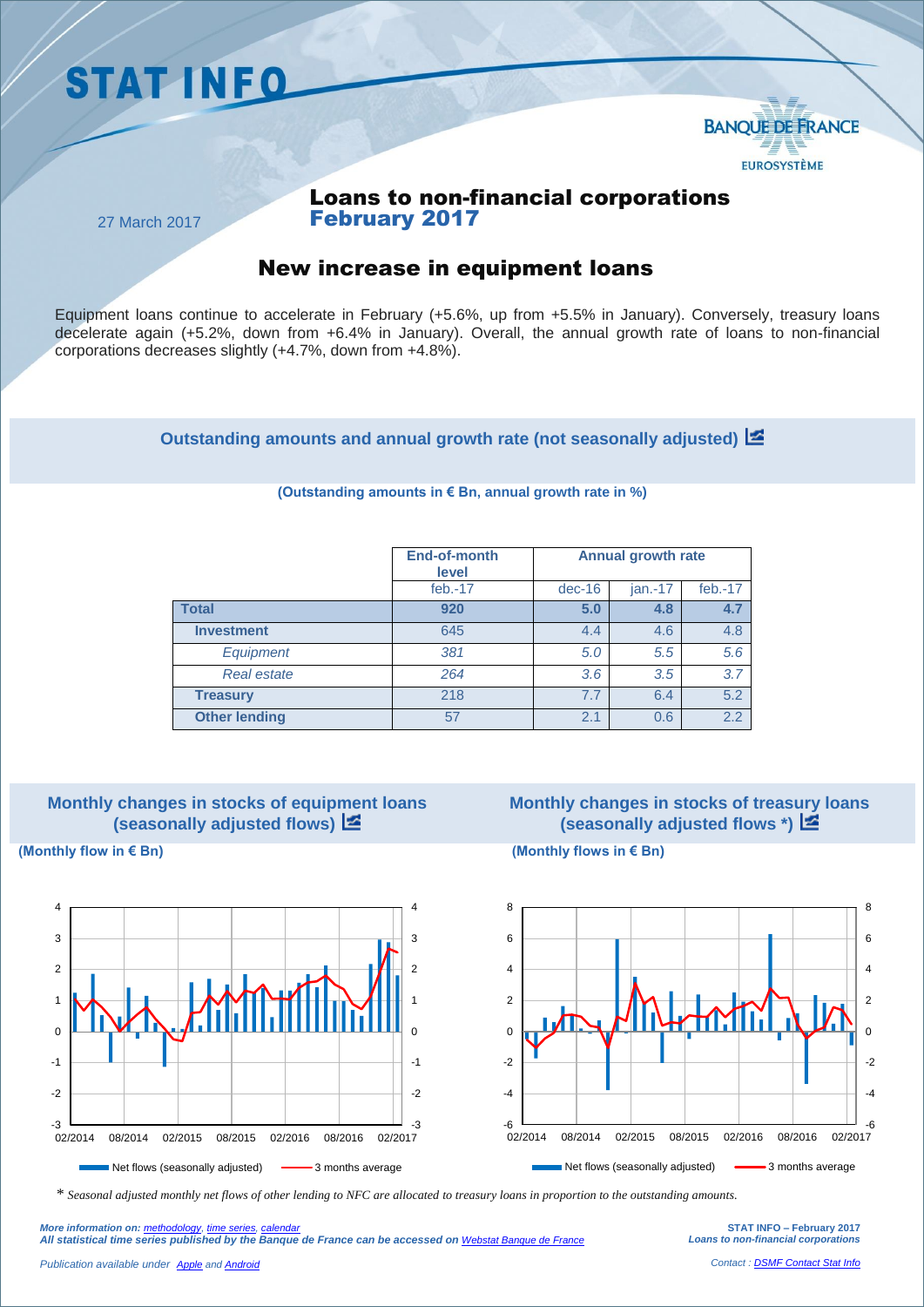# STAT INFO

BANQUE DE FRANCE
EUROSYSTÈME

27 March 2017

## Loans to non-financial corporations February 2017

## New increase in equipment loans

Equipment loans continue to accelerate in February (+5.6%, up from +5.5% in January). Conversely, treasury loans decelerate again (+5.2%, down from +6.4% in January). Overall, the annual growth rate of loans to non-financial corporations decreases slightly (+4.7%, down from +4.8%).

### Outstanding amounts and annual growth rate (not seasonally adjusted)

**(Outstanding amounts in € Bn, annual growth rate in %)**

| | End-of-month level | Annual growth rate | | |
|---|---|---|---|---|
| | feb.-17 | dec-16 | jan.-17 | feb.-17 |
| **Total** | **920** | **5.0** | **4.8** | **4.7** |
| **Investment** | 645 | 4.4 | 4.6 | 4.8 |
| *Equipment* | *381* | *5.0* | *5.5* | *5.6* |
| *Real estate* | *264* | *3.6* | *3.5* | *3.7* |
| **Treasury** | 218 | 7.7 | 6.4 | 5.2 |
| **Other lending** | 57 | 2.1 | 0.6 | 2.2 |

### Monthly changes in stocks of equipment loans (seasonally adjusted flows)

**(Monthly flow in € Bn)**

### Monthly changes in stocks of treasury loans (seasonally adjusted flows *)

**(Monthly flows in € Bn)**

\* *Seasonal adjusted monthly net flows of other lending to NFC are allocated to treasury loans in proportion to the outstanding amounts.*

*More information on: methodology, time series, calendar*
***All statistical time series published by the Banque de France can be accessed on Webstat Banque de France***

*Publication available under Apple and Android*

**STAT INFO – February 2017**
***Loans to non-financial corporations***

*Contact : DSMF Contact Stat Info*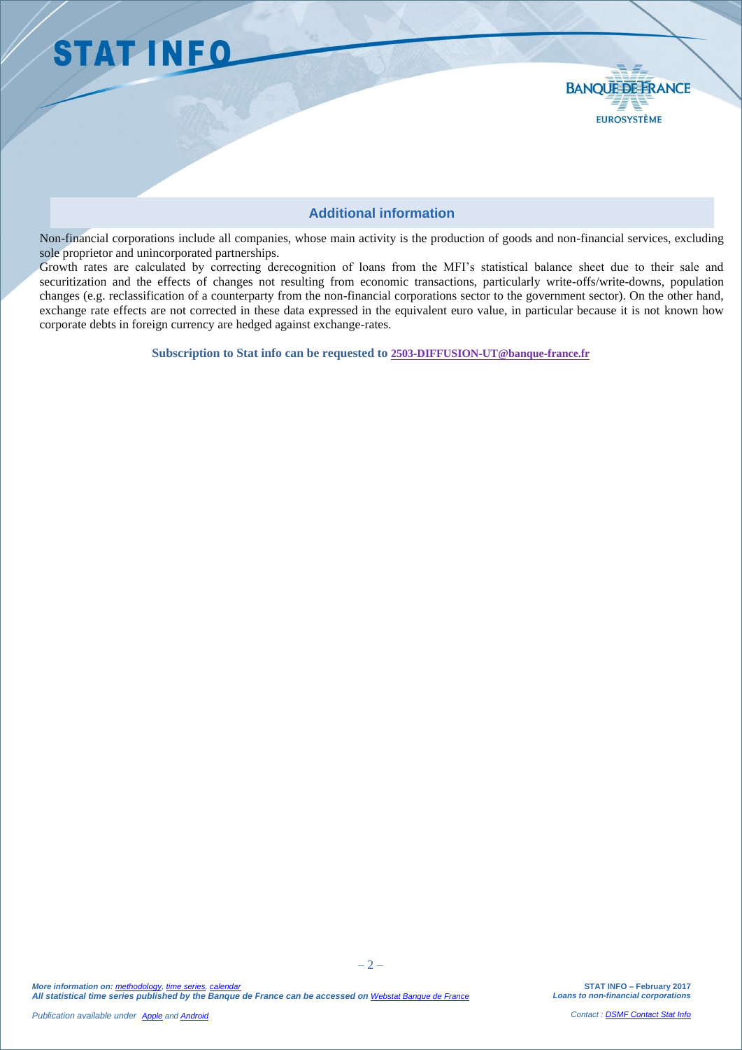## Additional information

Non-financial corporations include all companies, whose main activity is the production of goods and non-financial services, excluding sole proprietor and unincorporated partnerships.

Growth rates are calculated by correcting derecognition of loans from the MFI's statistical balance sheet due to their sale and securitization and the effects of changes not resulting from economic transactions, particularly write-offs/write-downs, population changes (e.g. reclassification of a counterparty from the non-financial corporations sector to the government sector). On the other hand, exchange rate effects are not corrected in these data expressed in the equivalent euro value, in particular because it is not known how corporate debts in foreign currency are hedged against exchange-rates.

**Subscription to Stat info can be requested to 2503-DIFFUSION-UT@banque-france.fr**